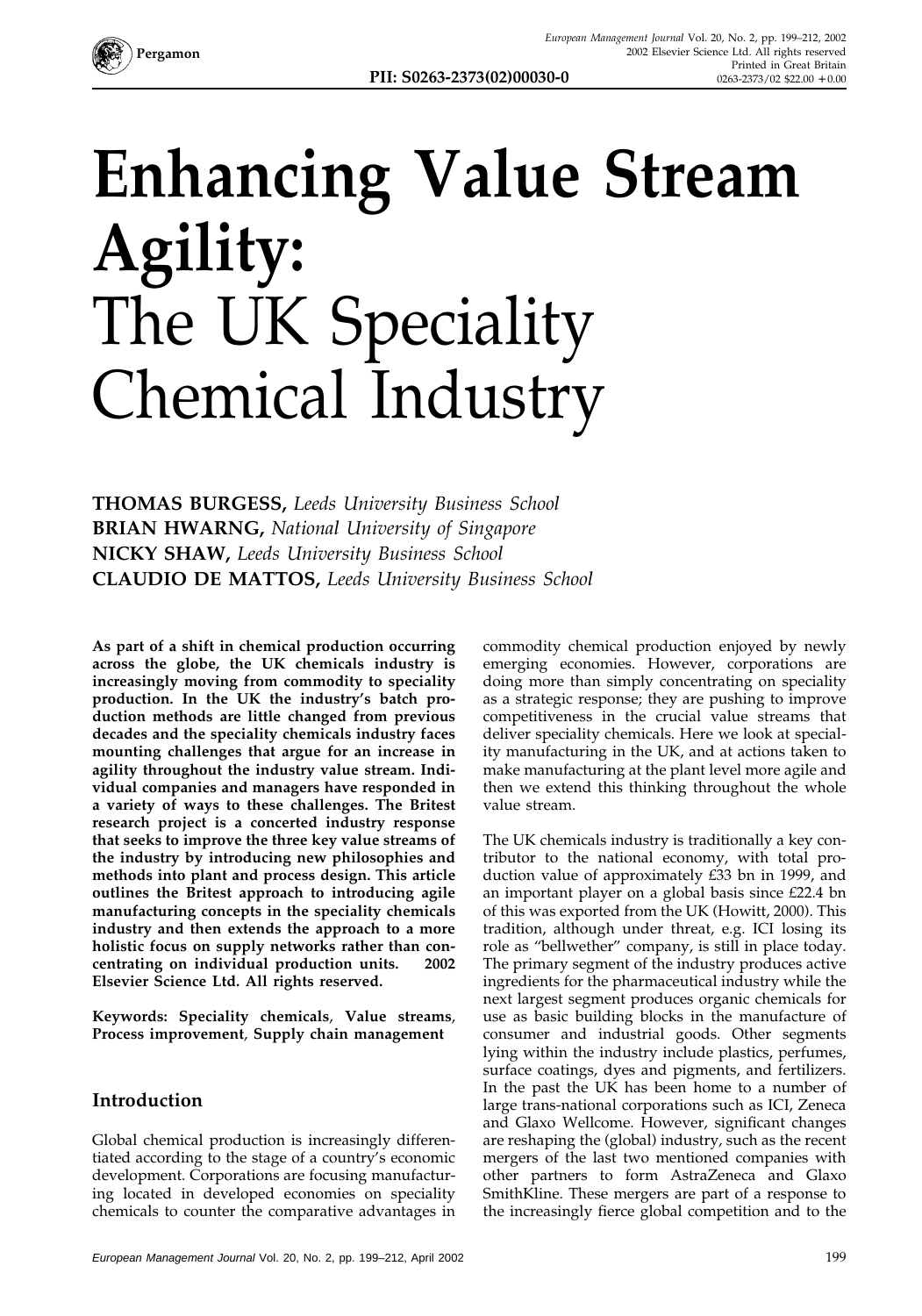# Enhancing Value Stream Agility: The UK Speciality Chemical Industry

**THOMAS BURGESS,** *Leeds University Business School*
**BRIAN HWARNG,** *National University of Singapore*
**NICKY SHAW,** *Leeds University Business School*
**CLAUDIO DE MATTOS,** *Leeds University Business School*

**As part of a shift in chemical production occurring across the globe, the UK chemicals industry is increasingly moving from commodity to speciality production. In the UK the industry's batch production methods are little changed from previous decades and the speciality chemicals industry faces mounting challenges that argue for an increase in agility throughout the industry value stream. Individual companies and managers have responded in a variety of ways to these challenges. The Britest research project is a concerted industry response that seeks to improve the three key value streams of the industry by introducing new philosophies and methods into plant and process design. This article outlines the Britest approach to introducing agile manufacturing concepts in the speciality chemicals industry and then extends the approach to a more holistic focus on supply networks rather than concentrating on individual production units. 2002 Elsevier Science Ltd. All rights reserved.**

**Keywords: Speciality chemicals, Value streams, Process improvement, Supply chain management**

## Introduction

Global chemical production is increasingly differentiated according to the stage of a country's economic development. Corporations are focusing manufacturing located in developed economies on speciality chemicals to counter the comparative advantages in commodity chemical production enjoyed by newly emerging economies. However, corporations are doing more than simply concentrating on speciality as a strategic response; they are pushing to improve competitiveness in the crucial value streams that deliver speciality chemicals. Here we look at speciality manufacturing in the UK, and at actions taken to make manufacturing at the plant level more agile and then we extend this thinking throughout the whole value stream.

The UK chemicals industry is traditionally a key contributor to the national economy, with total production value of approximately £33 bn in 1999, and an important player on a global basis since £22.4 bn of this was exported from the UK (Howitt, 2000). This tradition, although under threat, e.g. ICI losing its role as "bellwether" company, is still in place today. The primary segment of the industry produces active ingredients for the pharmaceutical industry while the next largest segment produces organic chemicals for use as basic building blocks in the manufacture of consumer and industrial goods. Other segments lying within the industry include plastics, perfumes, surface coatings, dyes and pigments, and fertilizers. In the past the UK has been home to a number of large trans-national corporations such as ICI, Zeneca and Glaxo Wellcome. However, significant changes are reshaping the (global) industry, such as the recent mergers of the last two mentioned companies with other partners to form AstraZeneca and Glaxo SmithKline. These mergers are part of a response to the increasingly fierce global competition and to the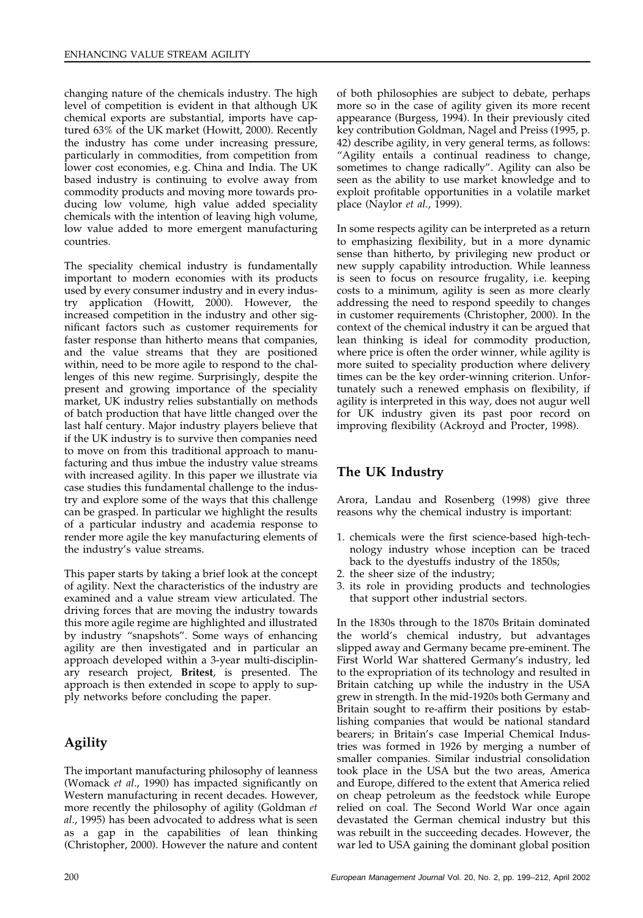changing nature of the chemicals industry. The high level of competition is evident in that although UK chemical exports are substantial, imports have captured 63% of the UK market (Howitt, 2000). Recently the industry has come under increasing pressure, particularly in commodities, from competition from lower cost economies, e.g. China and India. The UK based industry is continuing to evolve away from commodity products and moving more towards producing low volume, high value added speciality chemicals with the intention of leaving high volume, low value added to more emergent manufacturing countries.

The speciality chemical industry is fundamentally important to modern economies with its products used by every consumer industry and in every industry application (Howitt, 2000). However, the increased competition in the industry and other significant factors such as customer requirements for faster response than hitherto means that companies, and the value streams that they are positioned within, need to be more agile to respond to the challenges of this new regime. Surprisingly, despite the present and growing importance of the speciality market, UK industry relies substantially on methods of batch production that have little changed over the last half century. Major industry players believe that if the UK industry is to survive then companies need to move on from this traditional approach to manufacturing and thus imbue the industry value streams with increased agility. In this paper we illustrate via case studies this fundamental challenge to the industry and explore some of the ways that this challenge can be grasped. In particular we highlight the results of a particular industry and academia response to render more agile the key manufacturing elements of the industry's value streams.

This paper starts by taking a brief look at the concept of agility. Next the characteristics of the industry are examined and a value stream view articulated. The driving forces that are moving the industry towards this more agile regime are highlighted and illustrated by industry "snapshots". Some ways of enhancing agility are then investigated and in particular an approach developed within a 3-year multi-disciplinary research project, **Britest**, is presented. The approach is then extended in scope to apply to supply networks before concluding the paper.

## Agility

The important manufacturing philosophy of leanness (Womack *et al*., 1990) has impacted significantly on Western manufacturing in recent decades. However, more recently the philosophy of agility (Goldman *et al*., 1995) has been advocated to address what is seen as a gap in the capabilities of lean thinking (Christopher, 2000). However the nature and content of both philosophies are subject to debate, perhaps more so in the case of agility given its more recent appearance (Burgess, 1994). In their previously cited key contribution Goldman, Nagel and Preiss (1995, p. 42) describe agility, in very general terms, as follows: "Agility entails a continual readiness to change, sometimes to change radically". Agility can also be seen as the ability to use market knowledge and to exploit profitable opportunities in a volatile market place (Naylor *et al*., 1999).

In some respects agility can be interpreted as a return to emphasizing flexibility, but in a more dynamic sense than hitherto, by privileging new product or new supply capability introduction. While leanness is seen to focus on resource frugality, i.e. keeping costs to a minimum, agility is seen as more clearly addressing the need to respond speedily to changes in customer requirements (Christopher, 2000). In the context of the chemical industry it can be argued that lean thinking is ideal for commodity production, where price is often the order winner, while agility is more suited to speciality production where delivery times can be the key order-winning criterion. Unfortunately such a renewed emphasis on flexibility, if agility is interpreted in this way, does not augur well for UK industry given its past poor record on improving flexibility (Ackroyd and Procter, 1998).

## The UK Industry

Arora, Landau and Rosenberg (1998) give three reasons why the chemical industry is important:

1. chemicals were the first science-based high-technology industry whose inception can be traced back to the dyestuffs industry of the 1850s;
2. the sheer size of the industry;
3. its role in providing products and technologies that support other industrial sectors.

In the 1830s through to the 1870s Britain dominated the world's chemical industry, but advantages slipped away and Germany became pre-eminent. The First World War shattered Germany's industry, led to the expropriation of its technology and resulted in Britain catching up while the industry in the USA grew in strength. In the mid-1920s both Germany and Britain sought to re-affirm their positions by establishing companies that would be national standard bearers; in Britain's case Imperial Chemical Industries was formed in 1926 by merging a number of smaller companies. Similar industrial consolidation took place in the USA but the two areas, America and Europe, differed to the extent that America relied on cheap petroleum as the feedstock while Europe relied on coal. The Second World War once again devastated the German chemical industry but this was rebuilt in the succeeding decades. However, the war led to USA gaining the dominant global position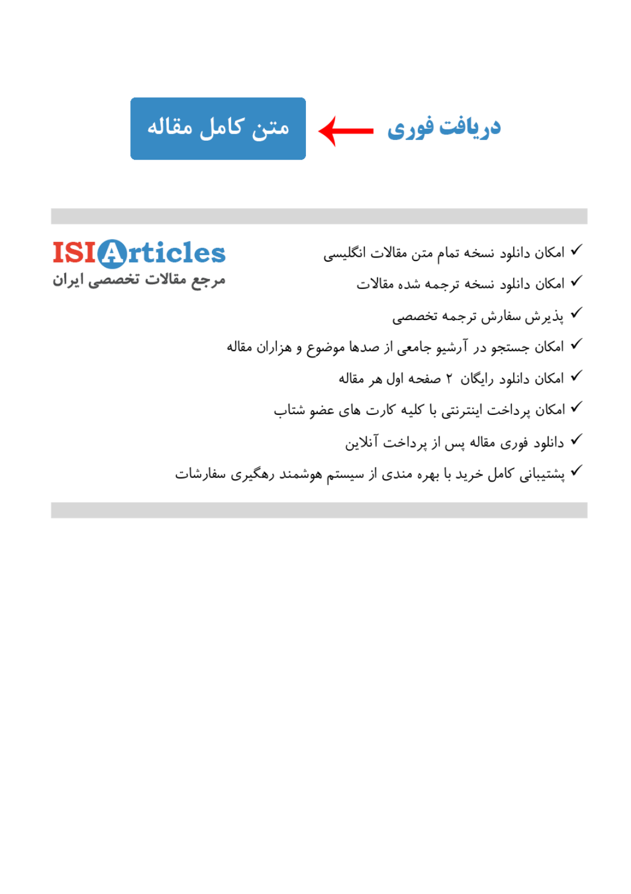**دریافت فوری ← متن کامل مقاله**

---

**ISIArticles**
مرجع مقالات تخصصی ایران

- ✓ امکان دانلود نسخه تمام متن مقالات انگلیسی
- ✓ امکان دانلود نسخه ترجمه شده مقالات
- ✓ پذیرش سفارش ترجمه تخصصی
- ✓ امکان جستجو در آرشیو جامعی از صدها موضوع و هزاران مقاله
- ✓ امکان دانلود رایگان ۲ صفحه اول هر مقاله
- ✓ امکان پرداخت اینترنتی با کلیه کارت های عضو شتاب
- ✓ دانلود فوری مقاله پس از پرداخت آنلاین
- ✓ پشتیبانی کامل خرید با بهره مندی از سیستم هوشمند رهگیری سفارشات

---